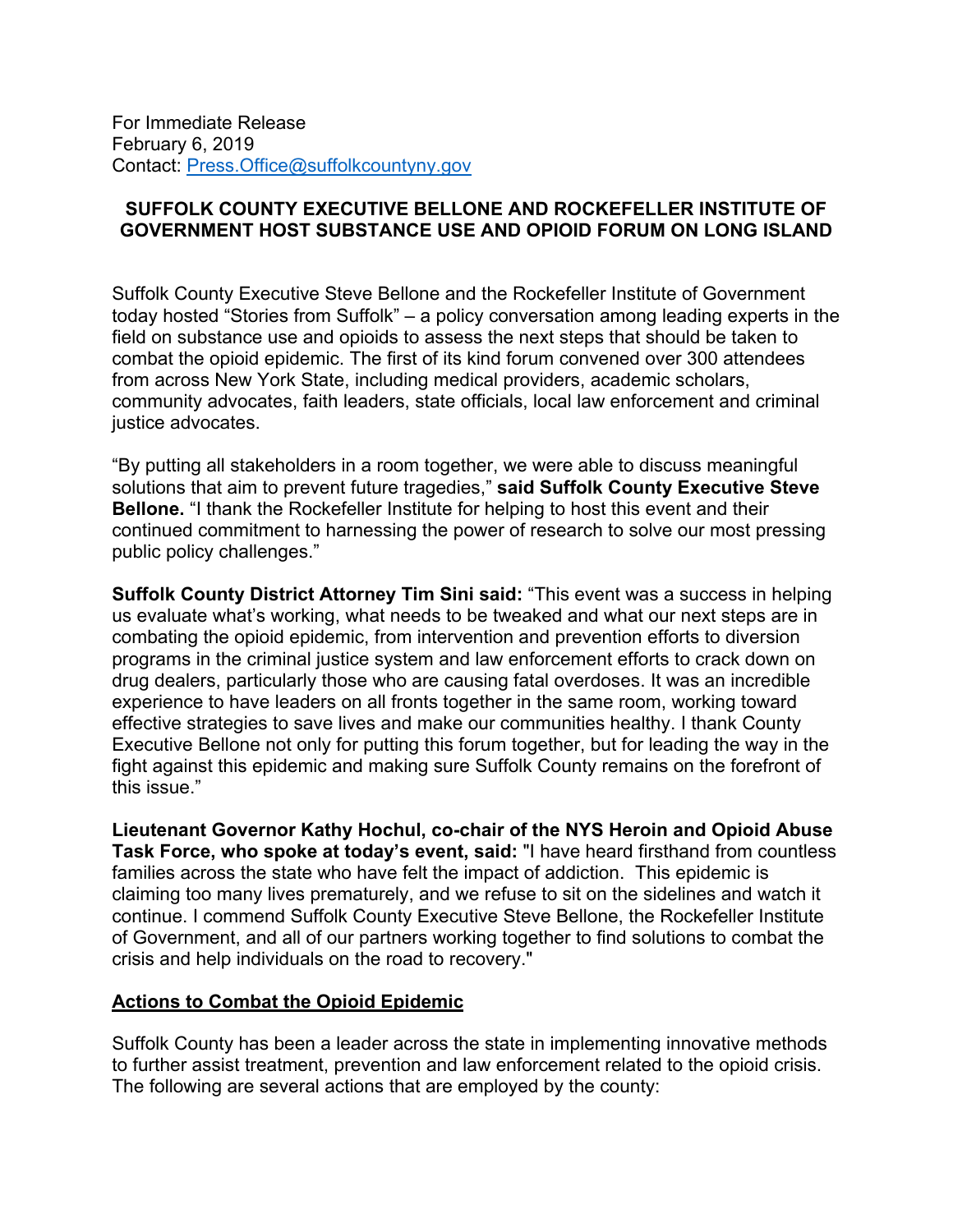For Immediate Release
February 6, 2019
Contact: Press.Office@suffolkcountyny.gov

## SUFFOLK COUNTY EXECUTIVE BELLONE AND ROCKEFELLER INSTITUTE OF GOVERNMENT HOST SUBSTANCE USE AND OPIOID FORUM ON LONG ISLAND

Suffolk County Executive Steve Bellone and the Rockefeller Institute of Government today hosted "Stories from Suffolk" – a policy conversation among leading experts in the field on substance use and opioids to assess the next steps that should be taken to combat the opioid epidemic. The first of its kind forum convened over 300 attendees from across New York State, including medical providers, academic scholars, community advocates, faith leaders, state officials, local law enforcement and criminal justice advocates.

"By putting all stakeholders in a room together, we were able to discuss meaningful solutions that aim to prevent future tragedies," **said Suffolk County Executive Steve Bellone.** "I thank the Rockefeller Institute for helping to host this event and their continued commitment to harnessing the power of research to solve our most pressing public policy challenges."

**Suffolk County District Attorney Tim Sini said:** "This event was a success in helping us evaluate what's working, what needs to be tweaked and what our next steps are in combating the opioid epidemic, from intervention and prevention efforts to diversion programs in the criminal justice system and law enforcement efforts to crack down on drug dealers, particularly those who are causing fatal overdoses. It was an incredible experience to have leaders on all fronts together in the same room, working toward effective strategies to save lives and make our communities healthy. I thank County Executive Bellone not only for putting this forum together, but for leading the way in the fight against this epidemic and making sure Suffolk County remains on the forefront of this issue."

**Lieutenant Governor Kathy Hochul, co-chair of the NYS Heroin and Opioid Abuse Task Force, who spoke at today's event, said:** "I have heard firsthand from countless families across the state who have felt the impact of addiction. This epidemic is claiming too many lives prematurely, and we refuse to sit on the sidelines and watch it continue. I commend Suffolk County Executive Steve Bellone, the Rockefeller Institute of Government, and all of our partners working together to find solutions to combat the crisis and help individuals on the road to recovery."

### Actions to Combat the Opioid Epidemic

Suffolk County has been a leader across the state in implementing innovative methods to further assist treatment, prevention and law enforcement related to the opioid crisis. The following are several actions that are employed by the county: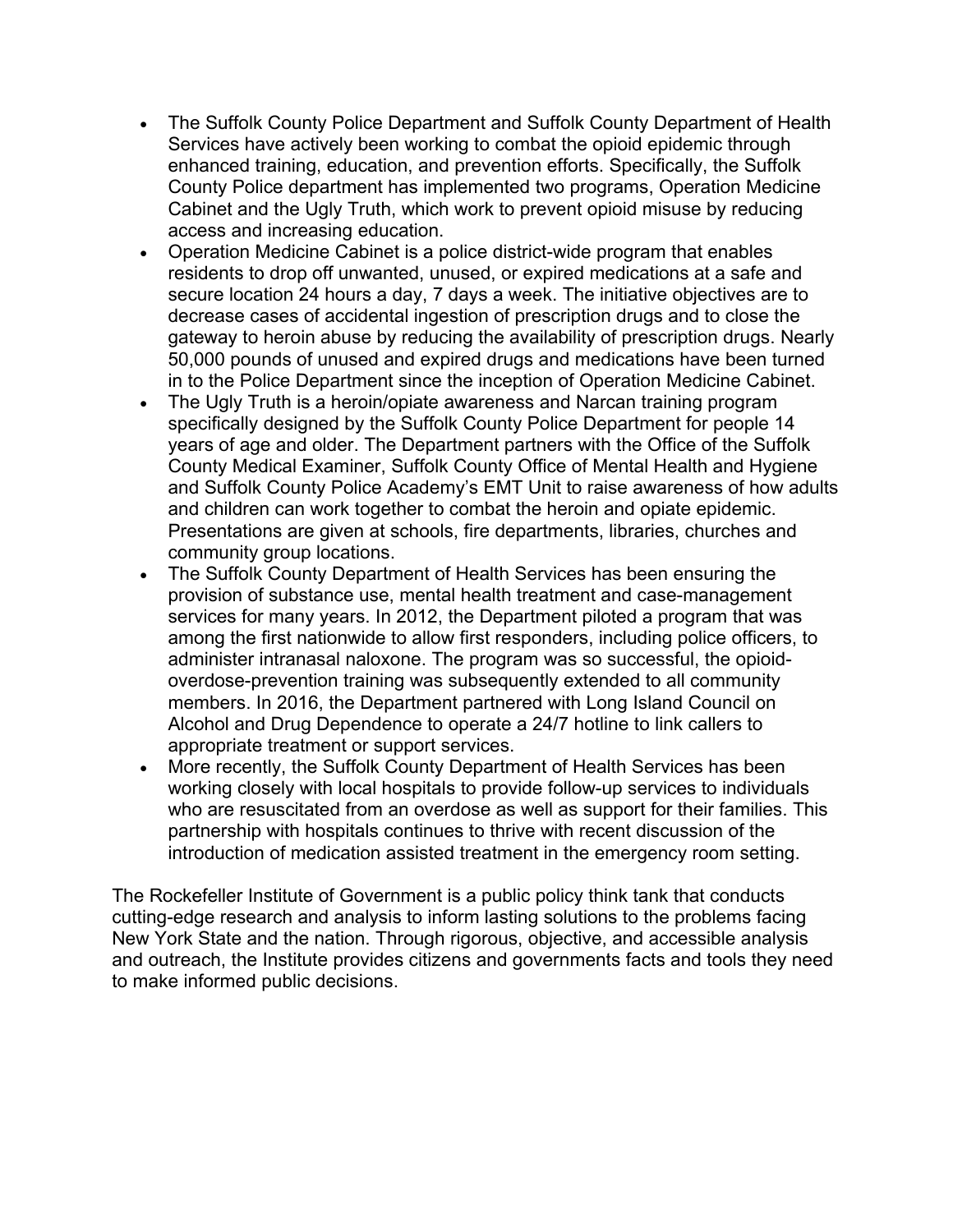- The Suffolk County Police Department and Suffolk County Department of Health Services have actively been working to combat the opioid epidemic through enhanced training, education, and prevention efforts. Specifically, the Suffolk County Police department has implemented two programs, Operation Medicine Cabinet and the Ugly Truth, which work to prevent opioid misuse by reducing access and increasing education.
- Operation Medicine Cabinet is a police district-wide program that enables residents to drop off unwanted, unused, or expired medications at a safe and secure location 24 hours a day, 7 days a week. The initiative objectives are to decrease cases of accidental ingestion of prescription drugs and to close the gateway to heroin abuse by reducing the availability of prescription drugs. Nearly 50,000 pounds of unused and expired drugs and medications have been turned in to the Police Department since the inception of Operation Medicine Cabinet.
- The Ugly Truth is a heroin/opiate awareness and Narcan training program specifically designed by the Suffolk County Police Department for people 14 years of age and older. The Department partners with the Office of the Suffolk County Medical Examiner, Suffolk County Office of Mental Health and Hygiene and Suffolk County Police Academy's EMT Unit to raise awareness of how adults and children can work together to combat the heroin and opiate epidemic. Presentations are given at schools, fire departments, libraries, churches and community group locations.
- The Suffolk County Department of Health Services has been ensuring the provision of substance use, mental health treatment and case-management services for many years. In 2012, the Department piloted a program that was among the first nationwide to allow first responders, including police officers, to administer intranasal naloxone. The program was so successful, the opioid-overdose-prevention training was subsequently extended to all community members. In 2016, the Department partnered with Long Island Council on Alcohol and Drug Dependence to operate a 24/7 hotline to link callers to appropriate treatment or support services.
- More recently, the Suffolk County Department of Health Services has been working closely with local hospitals to provide follow-up services to individuals who are resuscitated from an overdose as well as support for their families. This partnership with hospitals continues to thrive with recent discussion of the introduction of medication assisted treatment in the emergency room setting.

The Rockefeller Institute of Government is a public policy think tank that conducts cutting-edge research and analysis to inform lasting solutions to the problems facing New York State and the nation. Through rigorous, objective, and accessible analysis and outreach, the Institute provides citizens and governments facts and tools they need to make informed public decisions.